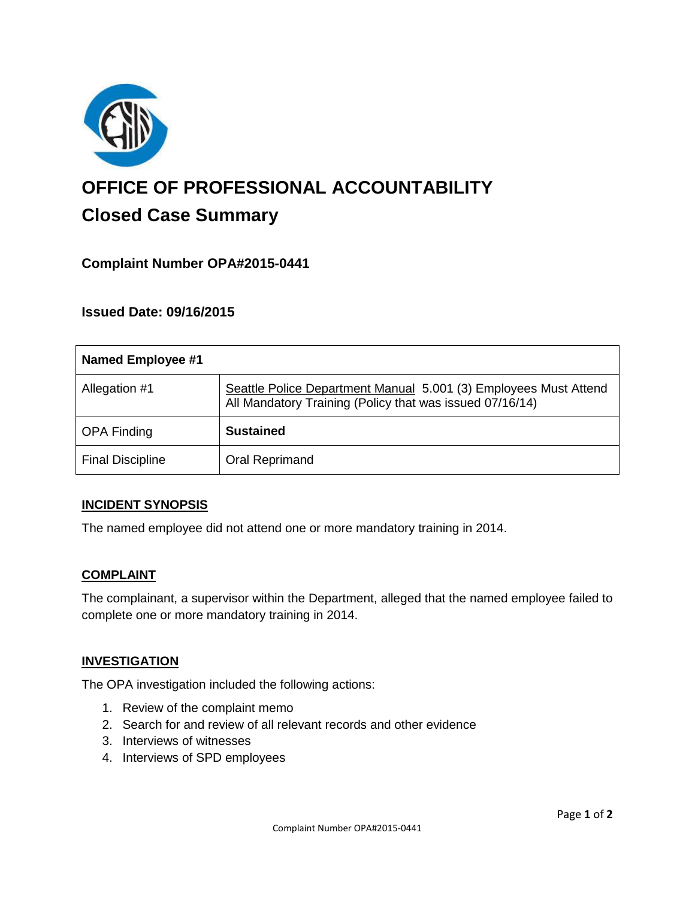# OFFICE OF PROFESSIONAL ACCOUNTABILITY

## Closed Case Summary

### Complaint Number OPA#2015-0441

### Issued Date: 09/16/2015

| Named Employee #1 | |
|---|---|
| Allegation #1 | Seattle Police Department Manual 5.001 (3) Employees Must Attend All Mandatory Training (Policy that was issued 07/16/14) |
| OPA Finding | **Sustained** |
| Final Discipline | Oral Reprimand |

**INCIDENT SYNOPSIS**

The named employee did not attend one or more mandatory training in 2014.

**COMPLAINT**

The complainant, a supervisor within the Department, alleged that the named employee failed to complete one or more mandatory training in 2014.

**INVESTIGATION**

The OPA investigation included the following actions:

1. Review of the complaint memo
2. Search for and review of all relevant records and other evidence
3. Interviews of witnesses
4. Interviews of SPD employees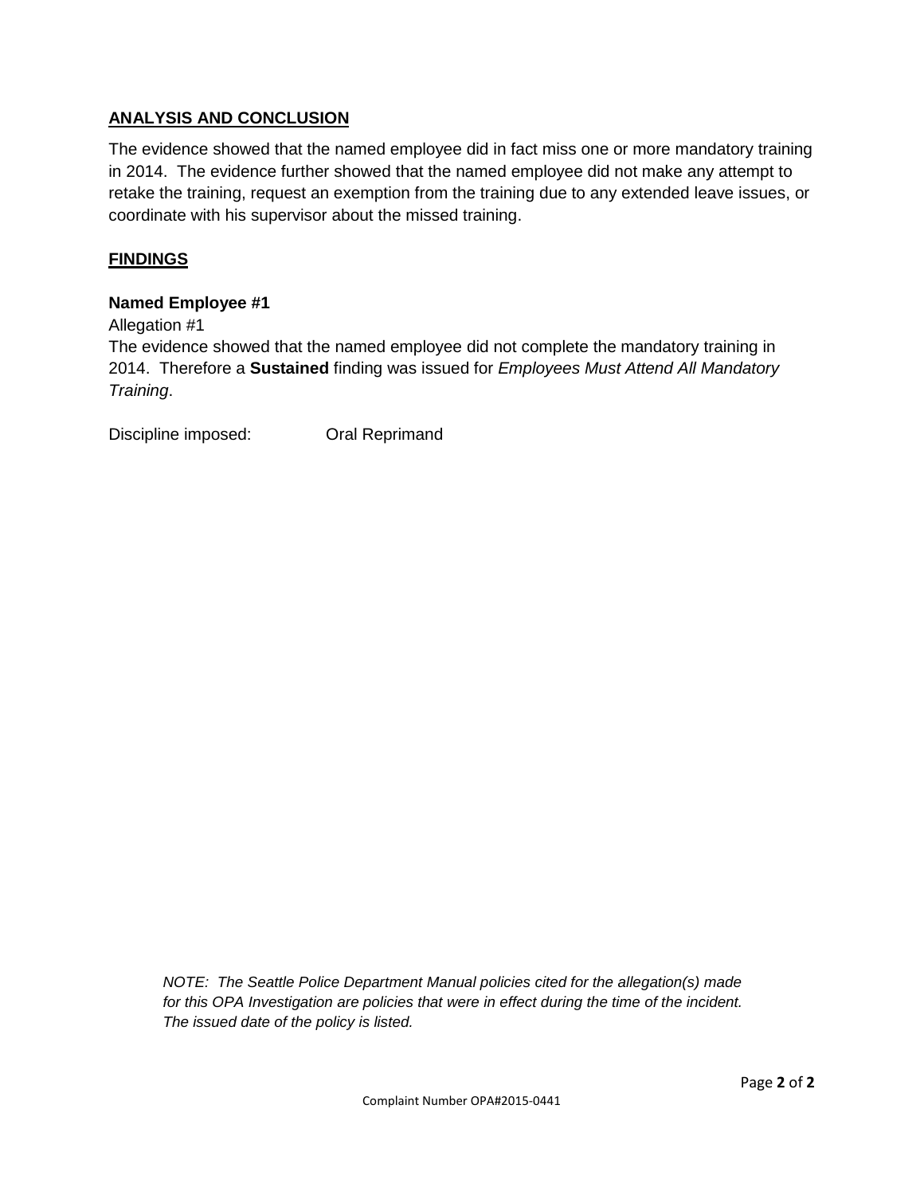## ANALYSIS AND CONCLUSION

The evidence showed that the named employee did in fact miss one or more mandatory training in 2014. The evidence further showed that the named employee did not make any attempt to retake the training, request an exemption from the training due to any extended leave issues, or coordinate with his supervisor about the missed training.

## FINDINGS

**Named Employee #1**

Allegation #1

The evidence showed that the named employee did not complete the mandatory training in 2014. Therefore a **Sustained** finding was issued for *Employees Must Attend All Mandatory Training*.

Discipline imposed: Oral Reprimand

*NOTE: The Seattle Police Department Manual policies cited for the allegation(s) made for this OPA Investigation are policies that were in effect during the time of the incident. The issued date of the policy is listed.*

Complaint Number OPA#2015-0441